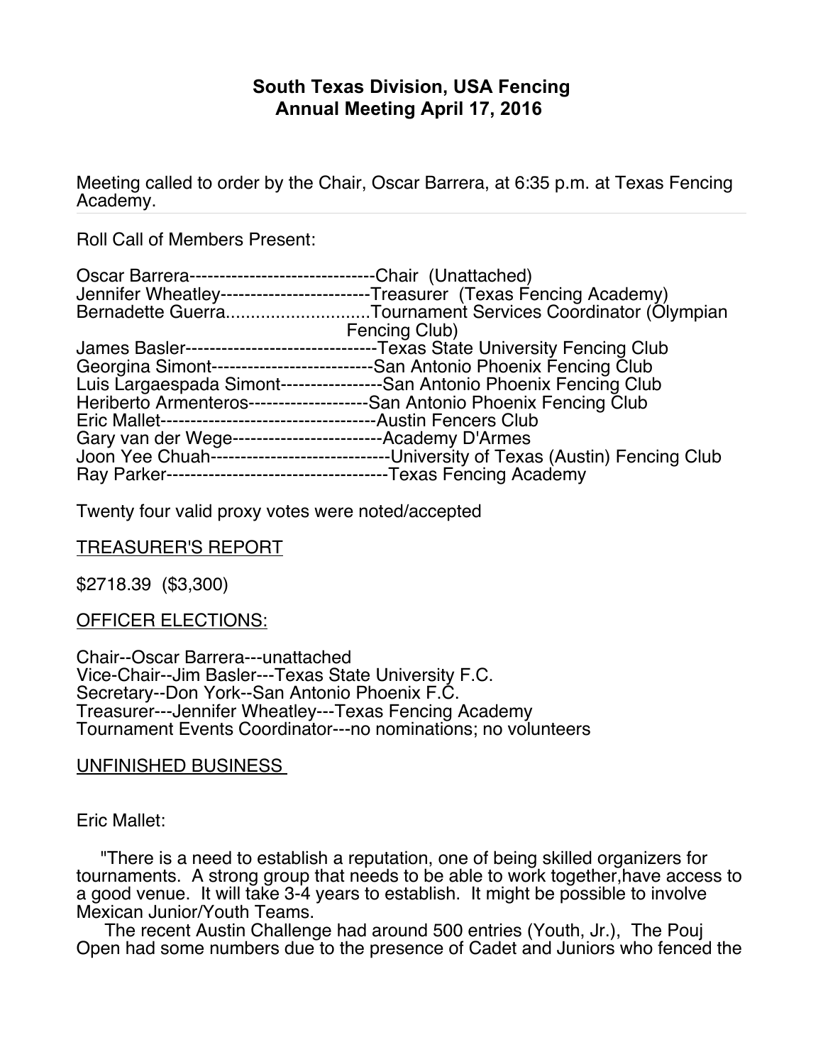# South Texas Division, USA Fencing
## Annual Meeting April 17, 2016

Meeting called to order by the Chair, Oscar Barrera, at 6:35 p.m. at Texas Fencing Academy.

Roll Call of Members Present:

Oscar Barrera-------------------------------Chair (Unattached)
Jennifer Wheatley-------------------------Treasurer (Texas Fencing Academy)
Bernadette Guerra.............................Tournament Services Coordinator (Olympian Fencing Club)
James Basler--------------------------------Texas State University Fencing Club
Georgina Simont---------------------------San Antonio Phoenix Fencing Club
Luis Largaespada Simont-----------------San Antonio Phoenix Fencing Club
Heriberto Armenteros--------------------San Antonio Phoenix Fencing Club
Eric Mallet------------------------------------Austin Fencers Club
Gary van der Wege-------------------------Academy D'Armes
Joon Yee Chuah------------------------------University of Texas (Austin) Fencing Club
Ray Parker-------------------------------------Texas Fencing Academy

Twenty four valid proxy votes were noted/accepted

TREASURER'S REPORT

$2718.39 ($3,300)

OFFICER ELECTIONS:

Chair--Oscar Barrera---unattached
Vice-Chair--Jim Basler---Texas State University F.C.
Secretary--Don York--San Antonio Phoenix F.C.
Treasurer---Jennifer Wheatley---Texas Fencing Academy
Tournament Events Coordinator---no nominations; no volunteers

UNFINISHED BUSINESS

Eric Mallet:

"There is a need to establish a reputation, one of being skilled organizers for tournaments. A strong group that needs to be able to work together,have access to a good venue. It will take 3-4 years to establish. It might be possible to involve Mexican Junior/Youth Teams.

The recent Austin Challenge had around 500 entries (Youth, Jr.), The Pouj Open had some numbers due to the presence of Cadet and Juniors who fenced the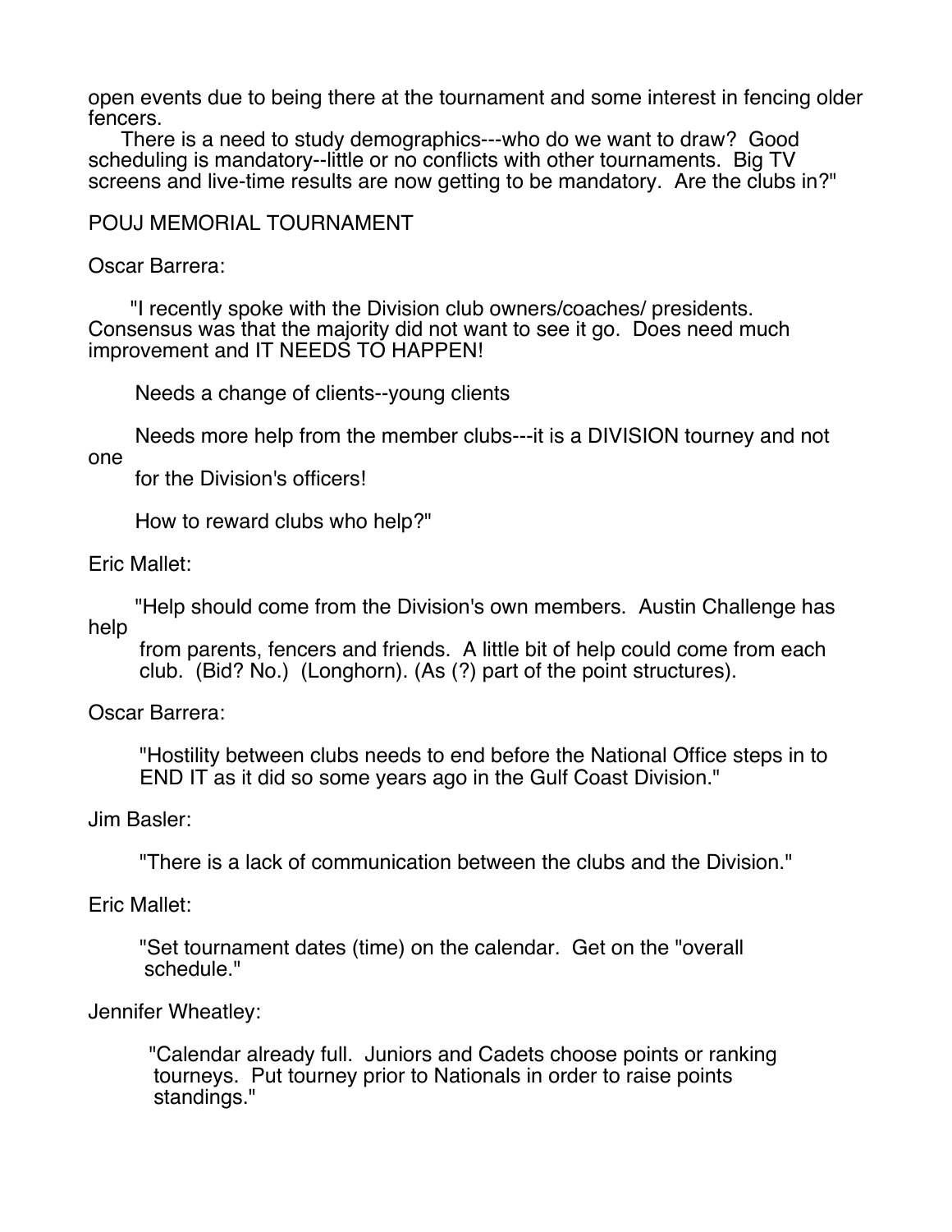open events due to being there at the tournament and some interest in fencing older fencers.

There is a need to study demographics---who do we want to draw? Good scheduling is mandatory--little or no conflicts with other tournaments. Big TV screens and live-time results are now getting to be mandatory. Are the clubs in?"

POUJ MEMORIAL TOURNAMENT

Oscar Barrera:

"I recently spoke with the Division club owners/coaches/ presidents. Consensus was that the majority did not want to see it go. Does need much improvement and IT NEEDS TO HAPPEN!

Needs a change of clients--young clients

Needs more help from the member clubs---it is a DIVISION tourney and not one for the Division's officers!

How to reward clubs who help?"

Eric Mallet:

"Help should come from the Division's own members. Austin Challenge has help from parents, fencers and friends. A little bit of help could come from each club. (Bid? No.) (Longhorn). (As (?) part of the point structures).

Oscar Barrera:

"Hostility between clubs needs to end before the National Office steps in to END IT as it did so some years ago in the Gulf Coast Division."

Jim Basler:

"There is a lack of communication between the clubs and the Division."

Eric Mallet:

"Set tournament dates (time) on the calendar. Get on the "overall schedule."

Jennifer Wheatley:

"Calendar already full. Juniors and Cadets choose points or ranking tourneys. Put tourney prior to Nationals in order to raise points standings."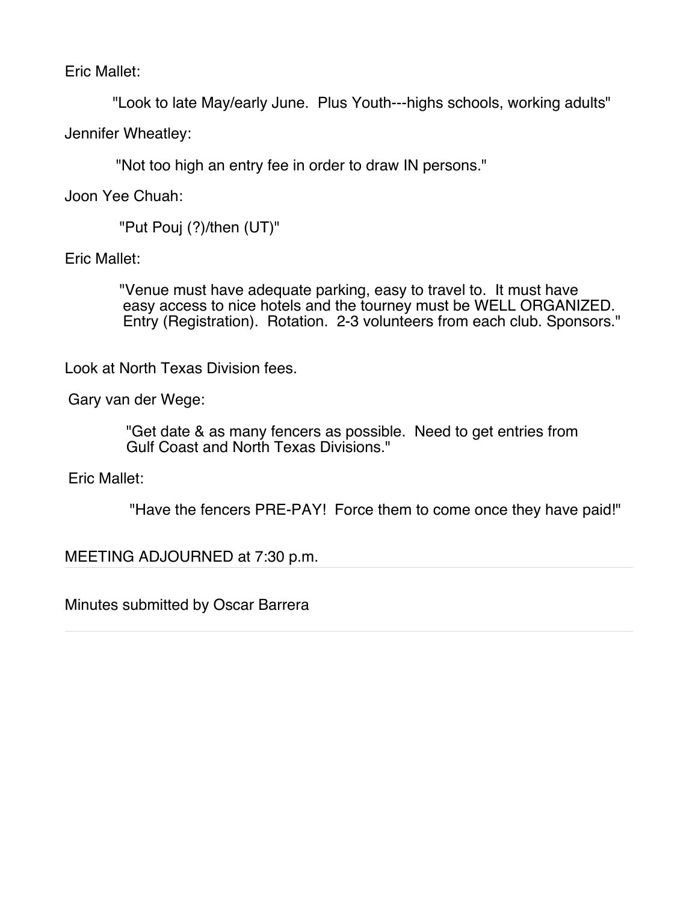Eric Mallet:

"Look to late May/early June. Plus Youth---highs schools, working adults"

Jennifer Wheatley:

"Not too high an entry fee in order to draw IN persons."

Joon Yee Chuah:

"Put Pouj (?)/then (UT)"

Eric Mallet:

"Venue must have adequate parking, easy to travel to. It must have easy access to nice hotels and the tourney must be WELL ORGANIZED. Entry (Registration). Rotation. 2-3 volunteers from each club. Sponsors."

Look at North Texas Division fees.

Gary van der Wege:

"Get date & as many fencers as possible. Need to get entries from Gulf Coast and North Texas Divisions."

Eric Mallet:

"Have the fencers PRE-PAY! Force them to come once they have paid!"

MEETING ADJOURNED at 7:30 p.m.

---

Minutes submitted by Oscar Barrera

---